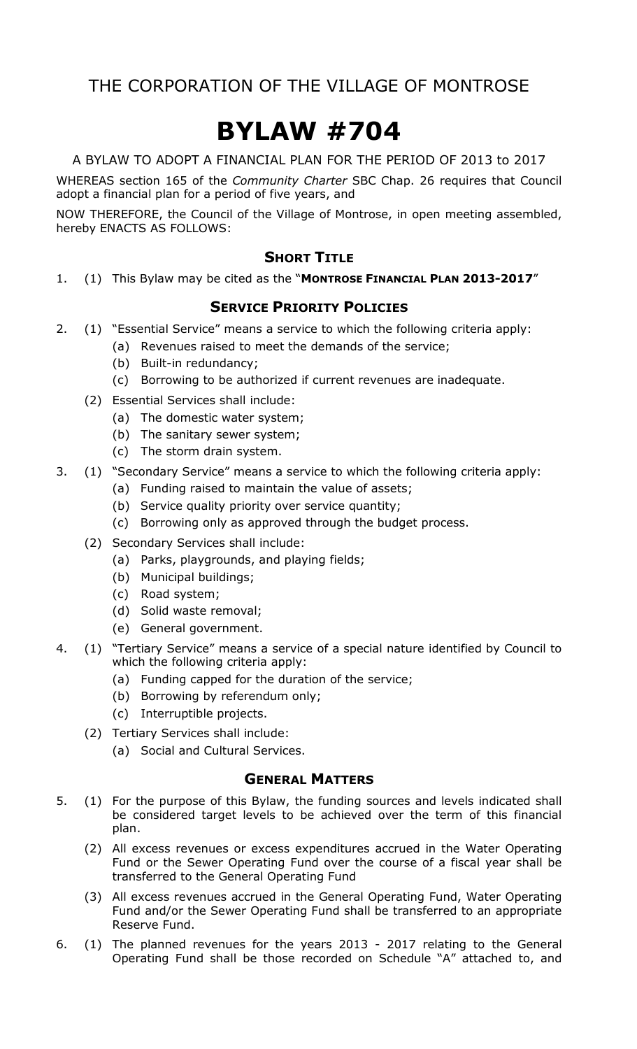# THE CORPORATION OF THE VILLAGE OF MONTROSE

# BYLAW #704

A BYLAW TO ADOPT A FINANCIAL PLAN FOR THE PERIOD OF 2013 to 2017

WHEREAS section 165 of the *Community Charter* SBC Chap. 26 requires that Council adopt a financial plan for a period of five years, and

NOW THEREFORE, the Council of the Village of Montrose, in open meeting assembled, hereby ENACTS AS FOLLOWS:

## SHORT TITLE

1. (1) This Bylaw may be cited as the "**MONTROSE FINANCIAL PLAN 2013-2017**"

## SERVICE PRIORITY POLICIES

2. (1) "Essential Service" means a service to which the following criteria apply:
   - (a) Revenues raised to meet the demands of the service;
   - (b) Built-in redundancy;
   - (c) Borrowing to be authorized if current revenues are inadequate.

   (2) Essential Services shall include:
   - (a) The domestic water system;
   - (b) The sanitary sewer system;
   - (c) The storm drain system.

3. (1) "Secondary Service" means a service to which the following criteria apply:
   - (a) Funding raised to maintain the value of assets;
   - (b) Service quality priority over service quantity;
   - (c) Borrowing only as approved through the budget process.

   (2) Secondary Services shall include:
   - (a) Parks, playgrounds, and playing fields;
   - (b) Municipal buildings;
   - (c) Road system;
   - (d) Solid waste removal;
   - (e) General government.

4. (1) "Tertiary Service" means a service of a special nature identified by Council to which the following criteria apply:
   - (a) Funding capped for the duration of the service;
   - (b) Borrowing by referendum only;
   - (c) Interruptible projects.

   (2) Tertiary Services shall include:
   - (a) Social and Cultural Services.

## GENERAL MATTERS

5. (1) For the purpose of this Bylaw, the funding sources and levels indicated shall be considered target levels to be achieved over the term of this financial plan.

   (2) All excess revenues or excess expenditures accrued in the Water Operating Fund or the Sewer Operating Fund over the course of a fiscal year shall be transferred to the General Operating Fund

   (3) All excess revenues accrued in the General Operating Fund, Water Operating Fund and/or the Sewer Operating Fund shall be transferred to an appropriate Reserve Fund.

6. (1) The planned revenues for the years 2013 - 2017 relating to the General Operating Fund shall be those recorded on Schedule "A" attached to, and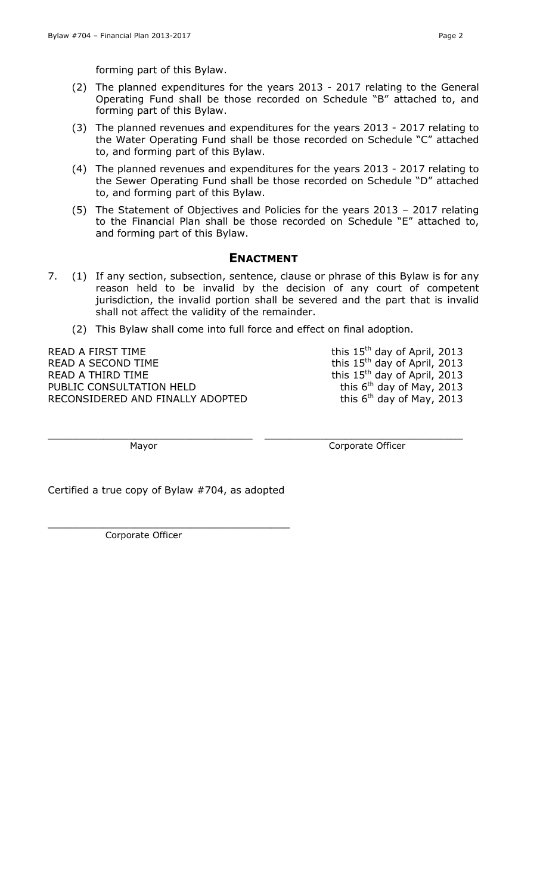forming part of this Bylaw.

(2) The planned expenditures for the years 2013 - 2017 relating to the General Operating Fund shall be those recorded on Schedule "B" attached to, and forming part of this Bylaw.

(3) The planned revenues and expenditures for the years 2013 - 2017 relating to the Water Operating Fund shall be those recorded on Schedule "C" attached to, and forming part of this Bylaw.

(4) The planned revenues and expenditures for the years 2013 - 2017 relating to the Sewer Operating Fund shall be those recorded on Schedule "D" attached to, and forming part of this Bylaw.

(5) The Statement of Objectives and Policies for the years 2013 – 2017 relating to the Financial Plan shall be those recorded on Schedule "E" attached to, and forming part of this Bylaw.

## ENACTMENT

7. (1) If any section, subsection, sentence, clause or phrase of this Bylaw is for any reason held to be invalid by the decision of any court of competent jurisdiction, the invalid portion shall be severed and the part that is invalid shall not affect the validity of the remainder.

   (2) This Bylaw shall come into full force and effect on final adoption.

| | |
|---|---|
| READ A FIRST TIME | this 15th day of April, 2013 |
| READ A SECOND TIME | this 15th day of April, 2013 |
| READ A THIRD TIME | this 15th day of April, 2013 |
| PUBLIC CONSULTATION HELD | this 6th day of May, 2013 |
| RECONSIDERED AND FINALLY ADOPTED | this 6th day of May, 2013 |

______________________________ Mayor

______________________________ Corporate Officer

Certified a true copy of Bylaw #704, as adopted

______________________________ Corporate Officer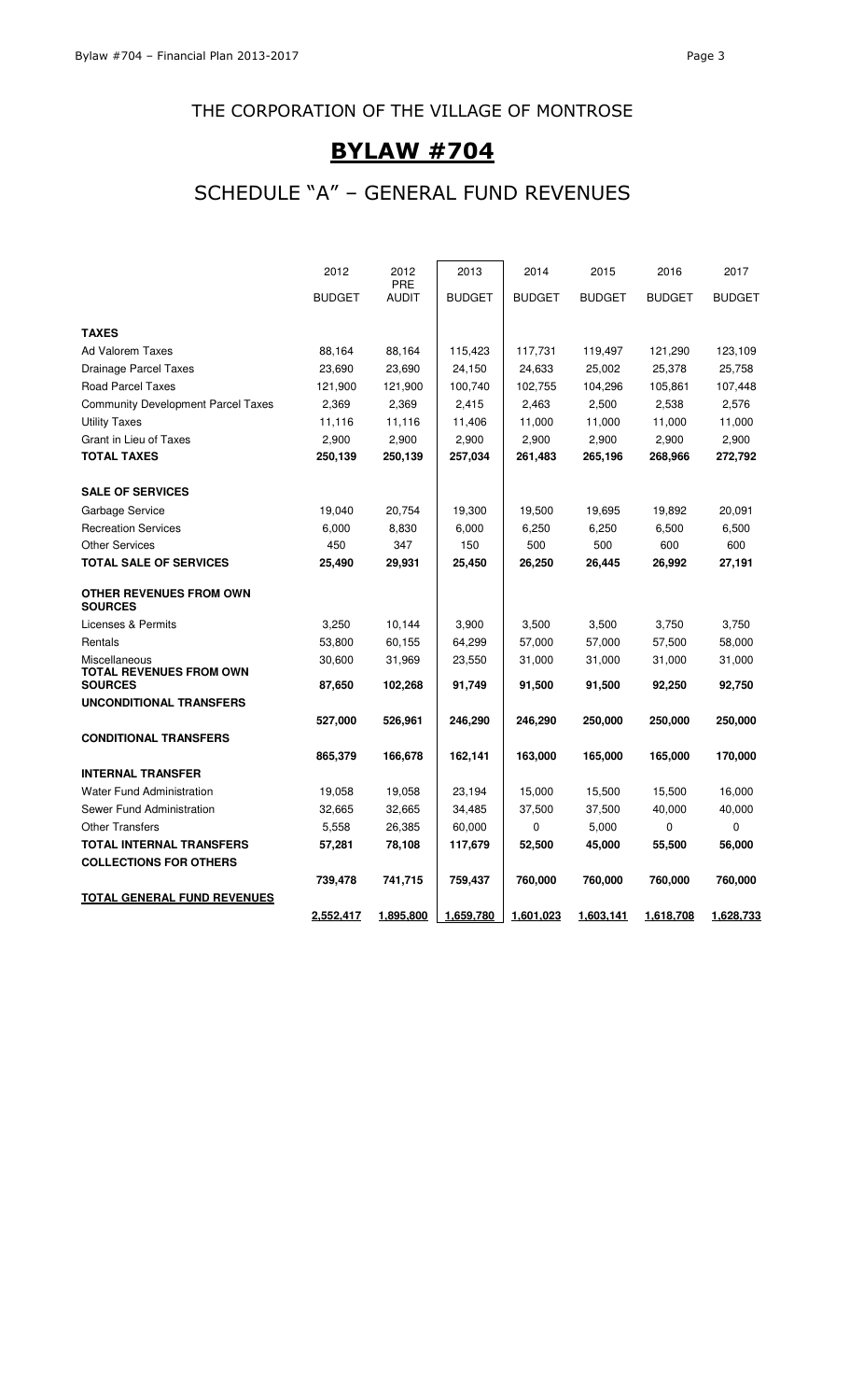## THE CORPORATION OF THE VILLAGE OF MONTROSE

# BYLAW #704

## SCHEDULE "A" – GENERAL FUND REVENUES

| | 2012 BUDGET | 2012 PRE AUDIT | 2013 BUDGET | 2014 BUDGET | 2015 BUDGET | 2016 BUDGET | 2017 BUDGET |
|---|---|---|---|---|---|---|---|
| **TAXES** | | | | | | | |
| Ad Valorem Taxes | 88,164 | 88,164 | 115,423 | 117,731 | 119,497 | 121,290 | 123,109 |
| Drainage Parcel Taxes | 23,690 | 23,690 | 24,150 | 24,633 | 25,002 | 25,378 | 25,758 |
| Road Parcel Taxes | 121,900 | 121,900 | 100,740 | 102,755 | 104,296 | 105,861 | 107,448 |
| Community Development Parcel Taxes | 2,369 | 2,369 | 2,415 | 2,463 | 2,500 | 2,538 | 2,576 |
| Utility Taxes | 11,116 | 11,116 | 11,406 | 11,000 | 11,000 | 11,000 | 11,000 |
| Grant in Lieu of Taxes | 2,900 | 2,900 | 2,900 | 2,900 | 2,900 | 2,900 | 2,900 |
| **TOTAL TAXES** | **250,139** | **250,139** | **257,034** | **261,483** | **265,196** | **268,966** | **272,792** |
| **SALE OF SERVICES** | | | | | | | |
| Garbage Service | 19,040 | 20,754 | 19,300 | 19,500 | 19,695 | 19,892 | 20,091 |
| Recreation Services | 6,000 | 8,830 | 6,000 | 6,250 | 6,250 | 6,500 | 6,500 |
| Other Services | 450 | 347 | 150 | 500 | 500 | 600 | 600 |
| **TOTAL SALE OF SERVICES** | **25,490** | **29,931** | **25,450** | **26,250** | **26,445** | **26,992** | **27,191** |
| **OTHER REVENUES FROM OWN SOURCES** | | | | | | | |
| Licenses & Permits | 3,250 | 10,144 | 3,900 | 3,500 | 3,500 | 3,750 | 3,750 |
| Rentals | 53,800 | 60,155 | 64,299 | 57,000 | 57,000 | 57,500 | 58,000 |
| Miscellaneous | 30,600 | 31,969 | 23,550 | 31,000 | 31,000 | 31,000 | 31,000 |
| **TOTAL REVENUES FROM OWN SOURCES** | **87,650** | **102,268** | **91,749** | **91,500** | **91,500** | **92,250** | **92,750** |
| **UNCONDITIONAL TRANSFERS** | **527,000** | **526,961** | **246,290** | **246,290** | **250,000** | **250,000** | **250,000** |
| **CONDITIONAL TRANSFERS** | **865,379** | **166,678** | **162,141** | **163,000** | **165,000** | **165,000** | **170,000** |
| **INTERNAL TRANSFER** | | | | | | | |
| Water Fund Administration | 19,058 | 19,058 | 23,194 | 15,000 | 15,500 | 15,500 | 16,000 |
| Sewer Fund Administration | 32,665 | 32,665 | 34,485 | 37,500 | 37,500 | 40,000 | 40,000 |
| Other Transfers | 5,558 | 26,385 | 60,000 | 0 | 5,000 | 0 | 0 |
| **TOTAL INTERNAL TRANSFERS** | **57,281** | **78,108** | **117,679** | **52,500** | **45,000** | **55,500** | **56,000** |
| **COLLECTIONS FOR OTHERS** | **739,478** | **741,715** | **759,437** | **760,000** | **760,000** | **760,000** | **760,000** |
| **TOTAL GENERAL FUND REVENUES** | **2,552,417** | **1,895,800** | **1,659,780** | **1,601,023** | **1,603,141** | **1,618,708** | **1,628,733** |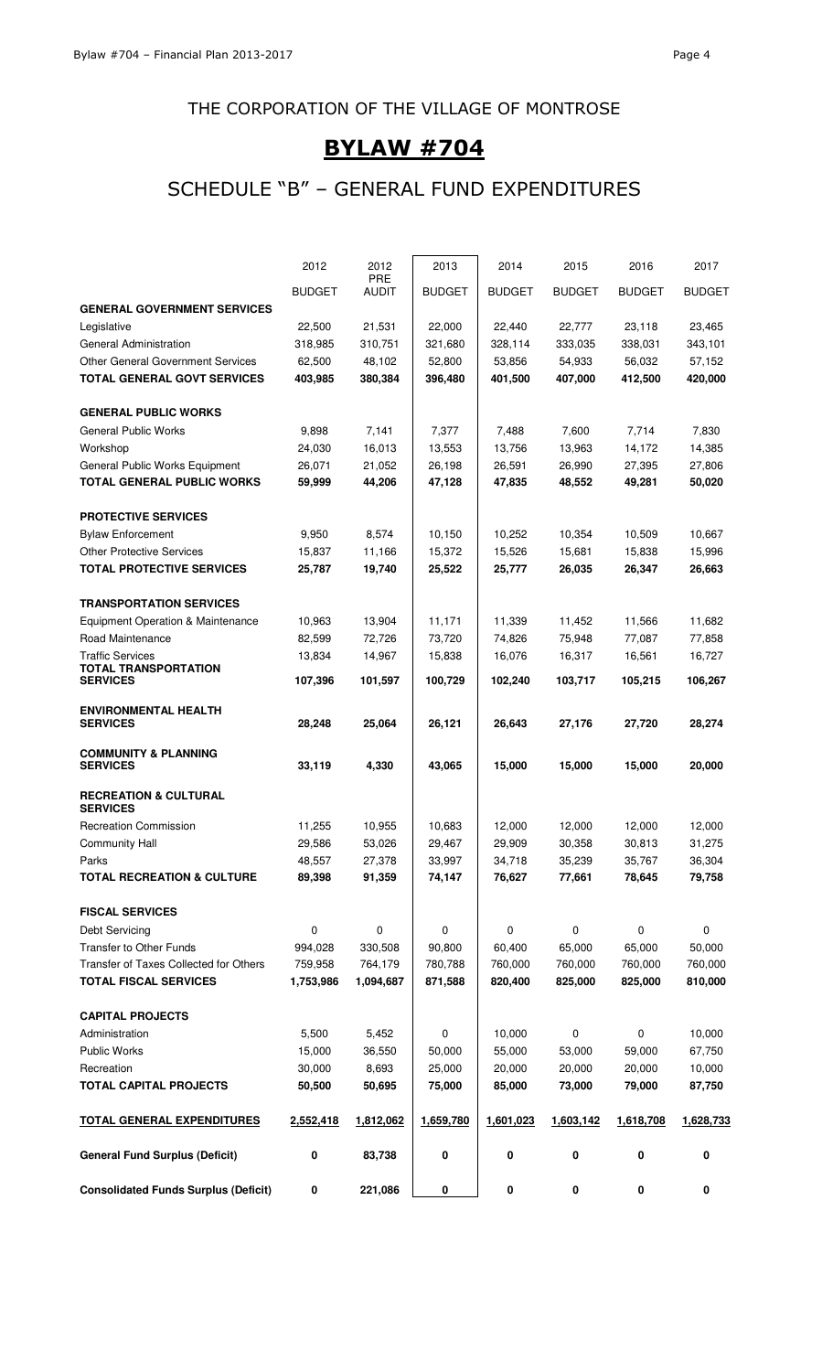## THE CORPORATION OF THE VILLAGE OF MONTROSE

# BYLAW #704

## SCHEDULE "B" – GENERAL FUND EXPENDITURES

| | 2012 BUDGET | 2012 PRE AUDIT | 2013 BUDGET | 2014 BUDGET | 2015 BUDGET | 2016 BUDGET | 2017 BUDGET |
|---|---|---|---|---|---|---|---|
| **GENERAL GOVERNMENT SERVICES** | | | | | | | |
| Legislative | 22,500 | 21,531 | 22,000 | 22,440 | 22,777 | 23,118 | 23,465 |
| General Administration | 318,985 | 310,751 | 321,680 | 328,114 | 333,035 | 338,031 | 343,101 |
| Other General Government Services | 62,500 | 48,102 | 52,800 | 53,856 | 54,933 | 56,032 | 57,152 |
| **TOTAL GENERAL GOVT SERVICES** | **403,985** | **380,384** | **396,480** | **401,500** | **407,000** | **412,500** | **420,000** |
| **GENERAL PUBLIC WORKS** | | | | | | | |
| General Public Works | 9,898 | 7,141 | 7,377 | 7,488 | 7,600 | 7,714 | 7,830 |
| Workshop | 24,030 | 16,013 | 13,553 | 13,756 | 13,963 | 14,172 | 14,385 |
| General Public Works Equipment | 26,071 | 21,052 | 26,198 | 26,591 | 26,990 | 27,395 | 27,806 |
| **TOTAL GENERAL PUBLIC WORKS** | **59,999** | **44,206** | **47,128** | **47,835** | **48,552** | **49,281** | **50,020** |
| **PROTECTIVE SERVICES** | | | | | | | |
| Bylaw Enforcement | 9,950 | 8,574 | 10,150 | 10,252 | 10,354 | 10,509 | 10,667 |
| Other Protective Services | 15,837 | 11,166 | 15,372 | 15,526 | 15,681 | 15,838 | 15,996 |
| **TOTAL PROTECTIVE SERVICES** | **25,787** | **19,740** | **25,522** | **25,777** | **26,035** | **26,347** | **26,663** |
| **TRANSPORTATION SERVICES** | | | | | | | |
| Equipment Operation & Maintenance | 10,963 | 13,904 | 11,171 | 11,339 | 11,452 | 11,566 | 11,682 |
| Road Maintenance | 82,599 | 72,726 | 73,720 | 74,826 | 75,948 | 77,087 | 77,858 |
| Traffic Services | 13,834 | 14,967 | 15,838 | 16,076 | 16,317 | 16,561 | 16,727 |
| **TOTAL TRANSPORTATION SERVICES** | **107,396** | **101,597** | **100,729** | **102,240** | **103,717** | **105,215** | **106,267** |
| **ENVIRONMENTAL HEALTH SERVICES** | **28,248** | **25,064** | **26,121** | **26,643** | **27,176** | **27,720** | **28,274** |
| **COMMUNITY & PLANNING SERVICES** | **33,119** | **4,330** | **43,065** | **15,000** | **15,000** | **15,000** | **20,000** |
| **RECREATION & CULTURAL SERVICES** | | | | | | | |
| Recreation Commission | 11,255 | 10,955 | 10,683 | 12,000 | 12,000 | 12,000 | 12,000 |
| Community Hall | 29,586 | 53,026 | 29,467 | 29,909 | 30,358 | 30,813 | 31,275 |
| Parks | 48,557 | 27,378 | 33,997 | 34,718 | 35,239 | 35,767 | 36,304 |
| **TOTAL RECREATION & CULTURE** | **89,398** | **91,359** | **74,147** | **76,627** | **77,661** | **78,645** | **79,758** |
| **FISCAL SERVICES** | | | | | | | |
| Debt Servicing | 0 | 0 | 0 | 0 | 0 | 0 | 0 |
| Transfer to Other Funds | 994,028 | 330,508 | 90,800 | 60,400 | 65,000 | 65,000 | 50,000 |
| Transfer of Taxes Collected for Others | 759,958 | 764,179 | 780,788 | 760,000 | 760,000 | 760,000 | 760,000 |
| **TOTAL FISCAL SERVICES** | **1,753,986** | **1,094,687** | **871,588** | **820,400** | **825,000** | **825,000** | **810,000** |
| **CAPITAL PROJECTS** | | | | | | | |
| Administration | 5,500 | 5,452 | 0 | 10,000 | 0 | 0 | 10,000 |
| Public Works | 15,000 | 36,550 | 50,000 | 55,000 | 53,000 | 59,000 | 67,750 |
| Recreation | 30,000 | 8,693 | 25,000 | 20,000 | 20,000 | 20,000 | 10,000 |
| **TOTAL CAPITAL PROJECTS** | **50,500** | **50,695** | **75,000** | **85,000** | **73,000** | **79,000** | **87,750** |
| **TOTAL GENERAL EXPENDITURES** | **2,552,418** | **1,812,062** | **1,659,780** | **1,601,023** | **1,603,142** | **1,618,708** | **1,628,733** |
| **General Fund Surplus (Deficit)** | **0** | **83,738** | **0** | **0** | **0** | **0** | **0** |
| **Consolidated Funds Surplus (Deficit)** | **0** | **221,086** | **0** | **0** | **0** | **0** | **0** |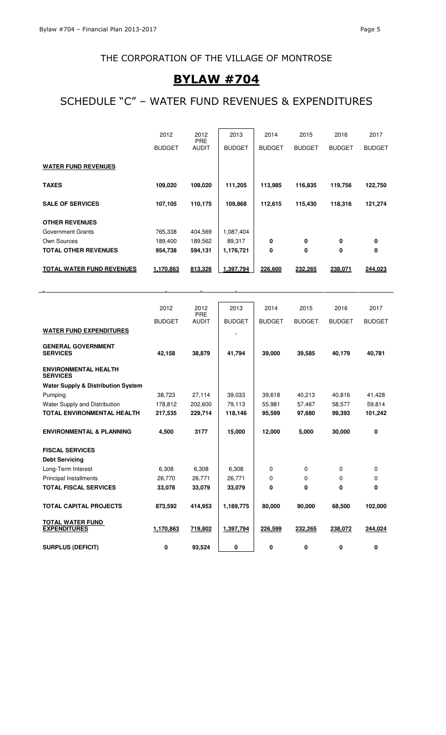## THE CORPORATION OF THE VILLAGE OF MONTROSE

# BYLAW #704

## SCHEDULE "C" – WATER FUND REVENUES & EXPENDITURES

| | 2012 BUDGET | 2012 PRE AUDIT | 2013 BUDGET | 2014 BUDGET | 2015 BUDGET | 2016 BUDGET | 2017 BUDGET |
|---|---|---|---|---|---|---|---|
| **WATER FUND REVENUES** | | | | | | | |
| **TAXES** | **109,020** | **109,020** | **111,205** | **113,985** | **116,835** | **119,756** | **122,750** |
| **SALE OF SERVICES** | **107,105** | **110,175** | **109,868** | **112,615** | **115,430** | **118,316** | **121,274** |
| **OTHER REVENUES** | | | | | | | |
| Government Grants | 765,338 | 404,569 | 1,087,404 | | | | |
| Own Sources | 189,400 | 189,562 | 89,317 | **0** | **0** | **0** | **0** |
| **TOTAL OTHER REVENUES** | **954,738** | **594,131** | **1,176,721** | **0** | **0** | **0** | **0** |
| **TOTAL WATER FUND REVENUES** | **1,170,863** | **813,326** | **1,397,794** | **226,600** | **232,265** | **238,071** | **244,023** |

| | 2012 BUDGET | 2012 PRE AUDIT | 2013 BUDGET | 2014 BUDGET | 2015 BUDGET | 2016 BUDGET | 2017 BUDGET |
|---|---|---|---|---|---|---|---|
| **WATER FUND EXPENDITURES** | | | | | | | |
| **GENERAL GOVERNMENT SERVICES** | **42,158** | **38,879** | **41,794** | **39,000** | **39,585** | **40,179** | **40,781** |
| **ENVIRONMENTAL HEALTH SERVICES** | | | | | | | |
| **Water Supply & Distribution System** | | | | | | | |
| Pumping | 38,723 | 27,114 | 39,033 | 39,618 | 40,213 | 40,816 | 41,428 |
| Water Supply and Distribution | 178,812 | 202,600 | 79,113 | 55,981 | 57,467 | 58,577 | 59,814 |
| **TOTAL ENVIRONMENTAL HEALTH** | **217,535** | **229,714** | **118,146** | **95,599** | **97,680** | **99,393** | **101,242** |
| **ENVIRONMENTAL & PLANNING** | **4,500** | **3177** | **15,000** | **12,000** | **5,000** | **30,000** | **0** |
| **FISCAL SERVICES** | | | | | | | |
| **Debt Servicing** | | | | | | | |
| Long-Term Interest | 6,308 | 6,308 | 6,308 | 0 | 0 | 0 | 0 |
| Principal Installments | 26,770 | 26,771 | 26,771 | 0 | 0 | 0 | 0 |
| **TOTAL FISCAL SERVICES** | **33,078** | **33,079** | **33,079** | **0** | **0** | **0** | **0** |
| **TOTAL CAPITAL PROJECTS** | **873,592** | **414,953** | **1,189,775** | **80,000** | **90,000** | **68,500** | **102,000** |
| **TOTAL WATER FUND EXPENDITURES** | **1,170,863** | **719,802** | **1,397,794** | **226,599** | **232,265** | **238,072** | **244,024** |
| **SURPLUS (DEFICIT)** | **0** | **93,524** | **0** | **0** | **0** | **0** | **0** |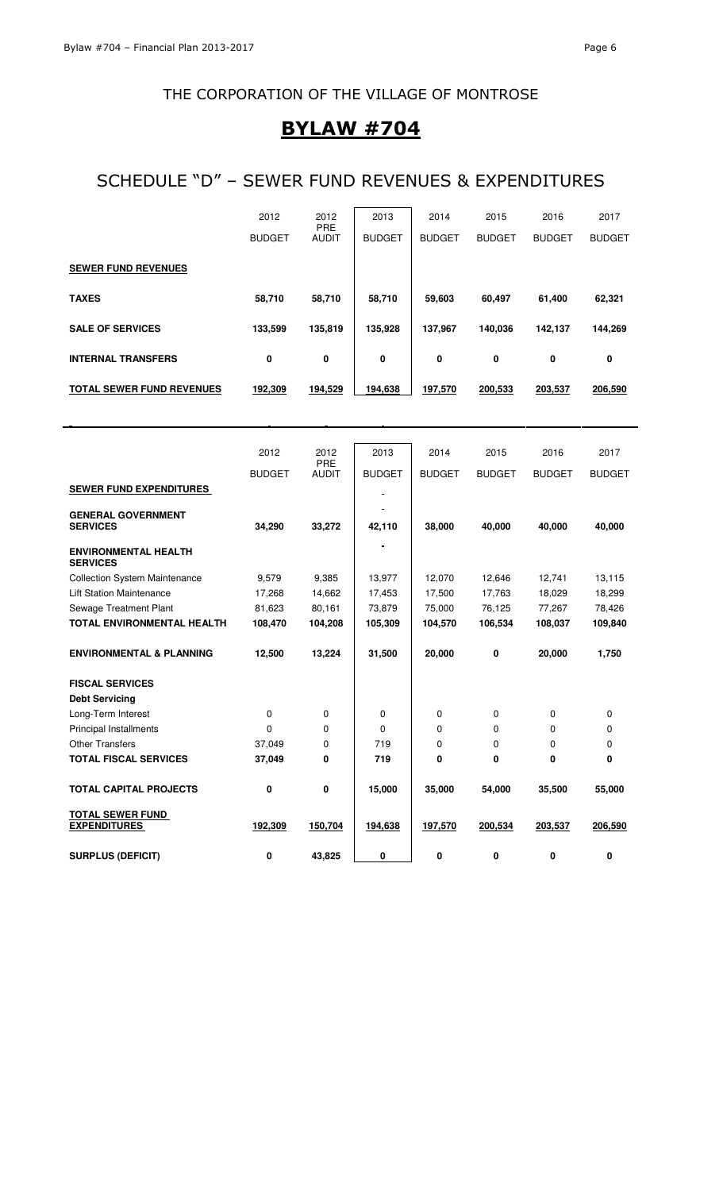## THE CORPORATION OF THE VILLAGE OF MONTROSE

# BYLAW #704

## SCHEDULE "D" – SEWER FUND REVENUES & EXPENDITURES

| | 2012 BUDGET | 2012 PRE AUDIT | 2013 BUDGET | 2014 BUDGET | 2015 BUDGET | 2016 BUDGET | 2017 BUDGET |
|---|---|---|---|---|---|---|---|
| **SEWER FUND REVENUES** | | | | | | | |
| **TAXES** | **58,710** | **58,710** | **58,710** | **59,603** | **60,497** | **61,400** | **62,321** |
| **SALE OF SERVICES** | **133,599** | **135,819** | **135,928** | **137,967** | **140,036** | **142,137** | **144,269** |
| **INTERNAL TRANSFERS** | **0** | **0** | **0** | **0** | **0** | **0** | **0** |
| **TOTAL SEWER FUND REVENUES** | **192,309** | **194,529** | **194,638** | **197,570** | **200,533** | **203,537** | **206,590** |

| | 2012 BUDGET | 2012 PRE AUDIT | 2013 BUDGET | 2014 BUDGET | 2015 BUDGET | 2016 BUDGET | 2017 BUDGET |
|---|---|---|---|---|---|---|---|
| **SEWER FUND EXPENDITURES** | | | - | | | | |
| **GENERAL GOVERNMENT SERVICES** | **34,290** | **33,272** | **42,110** | **38,000** | **40,000** | **40,000** | **40,000** |
| **ENVIRONMENTAL HEALTH SERVICES** | | | - | | | | |
| Collection System Maintenance | 9,579 | 9,385 | 13,977 | 12,070 | 12,646 | 12,741 | 13,115 |
| Lift Station Maintenance | 17,268 | 14,662 | 17,453 | 17,500 | 17,763 | 18,029 | 18,299 |
| Sewage Treatment Plant | 81,623 | 80,161 | 73,879 | 75,000 | 76,125 | 77,267 | 78,426 |
| **TOTAL ENVIRONMENTAL HEALTH** | **108,470** | **104,208** | **105,309** | **104,570** | **106,534** | **108,037** | **109,840** |
| **ENVIRONMENTAL & PLANNING** | **12,500** | **13,224** | **31,500** | **20,000** | **0** | **20,000** | **1,750** |
| **FISCAL SERVICES** | | | | | | | |
| **Debt Servicing** | | | | | | | |
| Long-Term Interest | 0 | 0 | 0 | 0 | 0 | 0 | 0 |
| Principal Installments | 0 | 0 | 0 | 0 | 0 | 0 | 0 |
| Other Transfers | 37,049 | 0 | 719 | 0 | 0 | 0 | 0 |
| **TOTAL FISCAL SERVICES** | **37,049** | **0** | **719** | **0** | **0** | **0** | **0** |
| **TOTAL CAPITAL PROJECTS** | **0** | **0** | **15,000** | **35,000** | **54,000** | **35,500** | **55,000** |
| **TOTAL SEWER FUND EXPENDITURES** | **192,309** | **150,704** | **194,638** | **197,570** | **200,534** | **203,537** | **206,590** |
| **SURPLUS (DEFICIT)** | **0** | **43,825** | **0** | **0** | **0** | **0** | **0** |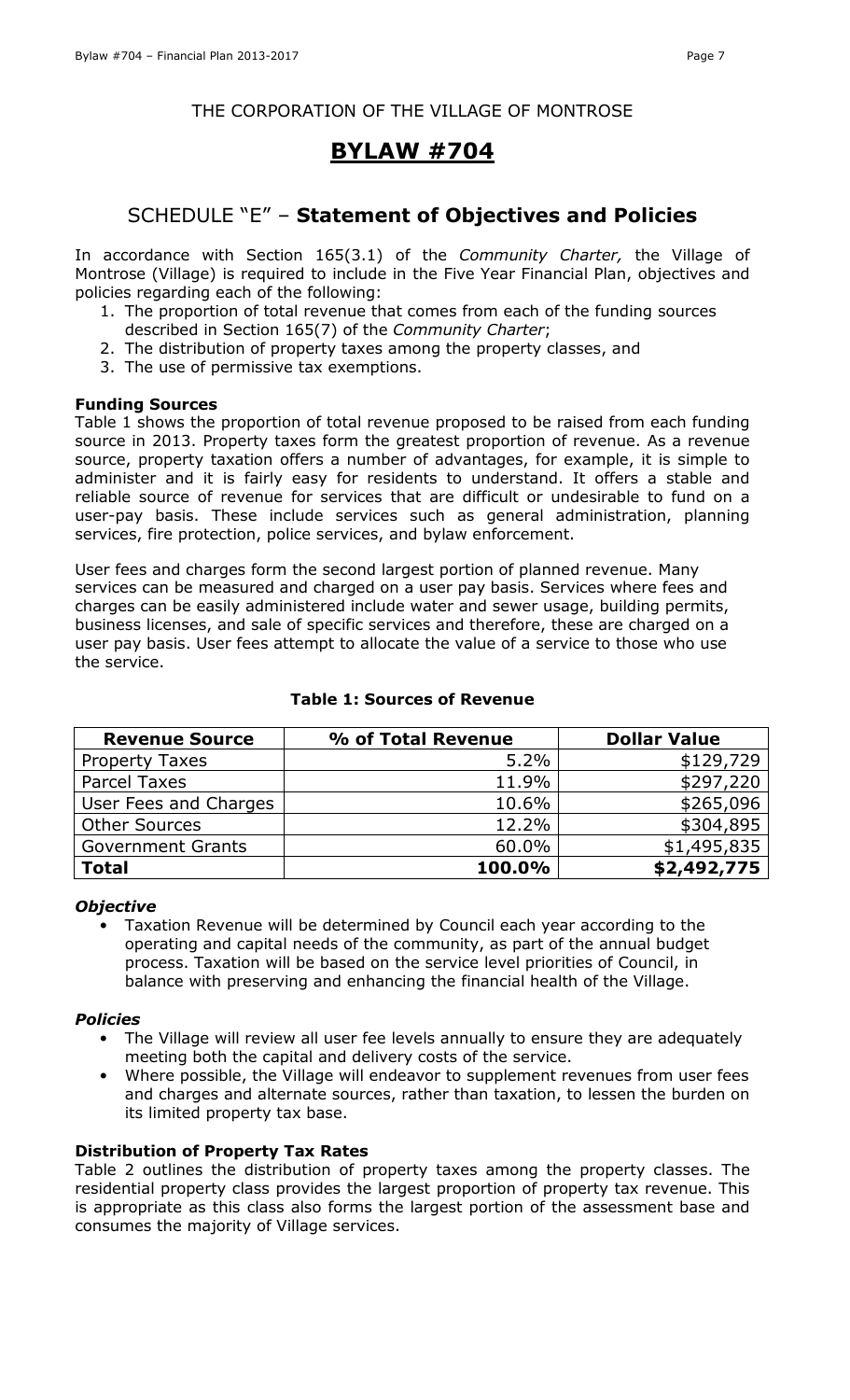THE CORPORATION OF THE VILLAGE OF MONTROSE

# BYLAW #704

## SCHEDULE "E" – **Statement of Objectives and Policies**

In accordance with Section 165(3.1) of the *Community Charter,* the Village of Montrose (Village) is required to include in the Five Year Financial Plan, objectives and policies regarding each of the following:

1. The proportion of total revenue that comes from each of the funding sources described in Section 165(7) of the *Community Charter*;
2. The distribution of property taxes among the property classes, and
3. The use of permissive tax exemptions.

### Funding Sources

Table 1 shows the proportion of total revenue proposed to be raised from each funding source in 2013. Property taxes form the greatest proportion of revenue. As a revenue source, property taxation offers a number of advantages, for example, it is simple to administer and it is fairly easy for residents to understand. It offers a stable and reliable source of revenue for services that are difficult or undesirable to fund on a user-pay basis. These include services such as general administration, planning services, fire protection, police services, and bylaw enforcement.

User fees and charges form the second largest portion of planned revenue. Many services can be measured and charged on a user pay basis. Services where fees and charges can be easily administered include water and sewer usage, building permits, business licenses, and sale of specific services and therefore, these are charged on a user pay basis. User fees attempt to allocate the value of a service to those who use the service.

**Table 1: Sources of Revenue**

| Revenue Source | % of Total Revenue | Dollar Value |
|---|---:|---:|
| Property Taxes | 5.2% | $129,729 |
| Parcel Taxes | 11.9% | $297,220 |
| User Fees and Charges | 10.6% | $265,096 |
| Other Sources | 12.2% | $304,895 |
| Government Grants | 60.0% | $1,495,835 |
| **Total** | **100.0%** | **$2,492,775** |

#### *Objective*

- Taxation Revenue will be determined by Council each year according to the operating and capital needs of the community, as part of the annual budget process. Taxation will be based on the service level priorities of Council, in balance with preserving and enhancing the financial health of the Village.

#### *Policies*

- The Village will review all user fee levels annually to ensure they are adequately meeting both the capital and delivery costs of the service.
- Where possible, the Village will endeavor to supplement revenues from user fees and charges and alternate sources, rather than taxation, to lessen the burden on its limited property tax base.

### Distribution of Property Tax Rates

Table 2 outlines the distribution of property taxes among the property classes. The residential property class provides the largest proportion of property tax revenue. This is appropriate as this class also forms the largest portion of the assessment base and consumes the majority of Village services.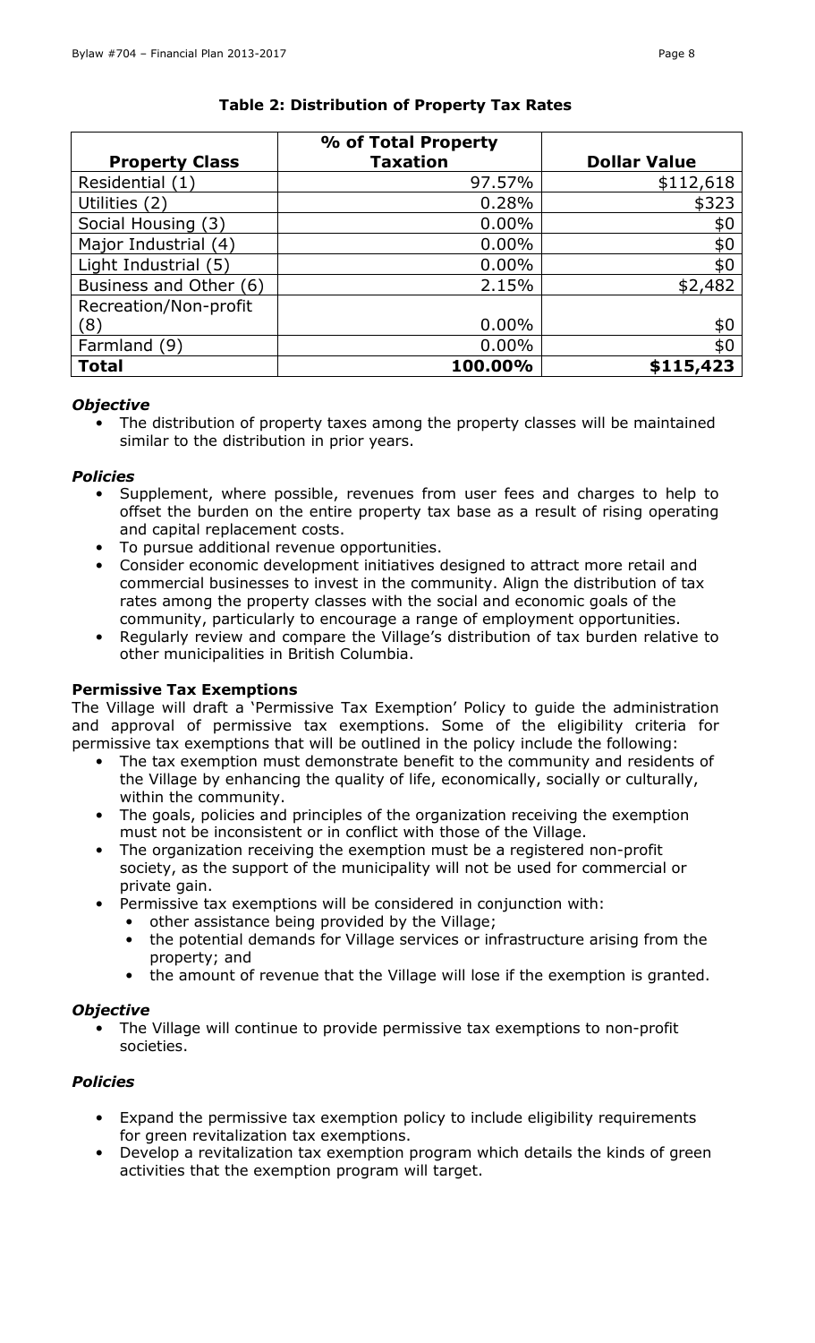**Table 2: Distribution of Property Tax Rates**

| Property Class | % of Total Property Taxation | Dollar Value |
|---|---|---|
| Residential (1) | 97.57% | $112,618 |
| Utilities (2) | 0.28% | $323 |
| Social Housing (3) | 0.00% | $0 |
| Major Industrial (4) | 0.00% | $0 |
| Light Industrial (5) | 0.00% | $0 |
| Business and Other (6) | 2.15% | $2,482 |
| Recreation/Non-profit (8) | 0.00% | $0 |
| Farmland (9) | 0.00% | $0 |
| **Total** | **100.00%** | **$115,423** |

***Objective***

- The distribution of property taxes among the property classes will be maintained similar to the distribution in prior years.

***Policies***

- Supplement, where possible, revenues from user fees and charges to help to offset the burden on the entire property tax base as a result of rising operating and capital replacement costs.
- To pursue additional revenue opportunities.
- Consider economic development initiatives designed to attract more retail and commercial businesses to invest in the community. Align the distribution of tax rates among the property classes with the social and economic goals of the community, particularly to encourage a range of employment opportunities.
- Regularly review and compare the Village's distribution of tax burden relative to other municipalities in British Columbia.

**Permissive Tax Exemptions**

The Village will draft a 'Permissive Tax Exemption' Policy to guide the administration and approval of permissive tax exemptions. Some of the eligibility criteria for permissive tax exemptions that will be outlined in the policy include the following:

- The tax exemption must demonstrate benefit to the community and residents of the Village by enhancing the quality of life, economically, socially or culturally, within the community.
- The goals, policies and principles of the organization receiving the exemption must not be inconsistent or in conflict with those of the Village.
- The organization receiving the exemption must be a registered non-profit society, as the support of the municipality will not be used for commercial or private gain.
- Permissive tax exemptions will be considered in conjunction with:
  - other assistance being provided by the Village;
  - the potential demands for Village services or infrastructure arising from the property; and
  - the amount of revenue that the Village will lose if the exemption is granted.

***Objective***

- The Village will continue to provide permissive tax exemptions to non-profit societies.

***Policies***

- Expand the permissive tax exemption policy to include eligibility requirements for green revitalization tax exemptions.
- Develop a revitalization tax exemption program which details the kinds of green activities that the exemption program will target.